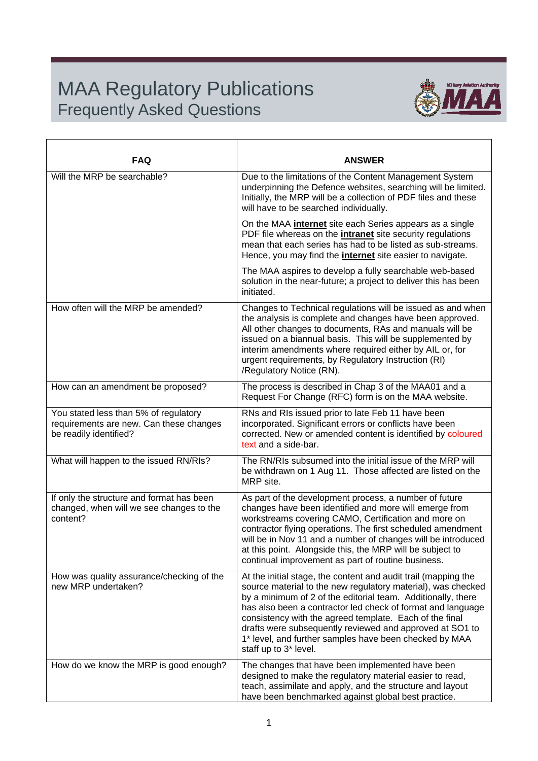# MAA Regulatory Publications

## Frequently Asked Questions

| FAQ | ANSWER |
|---|---|
| Will the MRP be searchable? | Due to the limitations of the Content Management System underpinning the Defence websites, searching will be limited. Initially, the MRP will be a collection of PDF files and these will have to be searched individually.<br><br>On the MAA **internet** site each Series appears as a single PDF file whereas on the **intranet** site security regulations mean that each series has had to be listed as sub-streams. Hence, you may find the **internet** site easier to navigate.<br><br>The MAA aspires to develop a fully searchable web-based solution in the near-future; a project to deliver this has been initiated. |
| How often will the MRP be amended? | Changes to Technical regulations will be issued as and when the analysis is complete and changes have been approved. All other changes to documents, RAs and manuals will be issued on a biannual basis. This will be supplemented by interim amendments where required either by AIL or, for urgent requirements, by Regulatory Instruction (RI) /Regulatory Notice (RN). |
| How can an amendment be proposed? | The process is described in Chap 3 of the MAA01 and a Request For Change (RFC) form is on the MAA website. |
| You stated less than 5% of regulatory requirements are new. Can these changes be readily identified? | RNs and RIs issued prior to late Feb 11 have been incorporated. Significant errors or conflicts have been corrected. New or amended content is identified by coloured text and a side-bar. |
| What will happen to the issued RN/RIs? | The RN/RIs subsumed into the initial issue of the MRP will be withdrawn on 1 Aug 11. Those affected are listed on the MRP site. |
| If only the structure and format has been changed, when will we see changes to the content? | As part of the development process, a number of future changes have been identified and more will emerge from workstreams covering CAMO, Certification and more on contractor flying operations. The first scheduled amendment will be in Nov 11 and a number of changes will be introduced at this point. Alongside this, the MRP will be subject to continual improvement as part of routine business. |
| How was quality assurance/checking of the new MRP undertaken? | At the initial stage, the content and audit trail (mapping the source material to the new regulatory material), was checked by a minimum of 2 of the editorial team. Additionally, there has also been a contractor led check of format and language consistency with the agreed template. Each of the final drafts were subsequently reviewed and approved at SO1 to 1* level, and further samples have been checked by MAA staff up to 3* level. |
| How do we know the MRP is good enough? | The changes that have been implemented have been designed to make the regulatory material easier to read, teach, assimilate and apply, and the structure and layout have been benchmarked against global best practice. |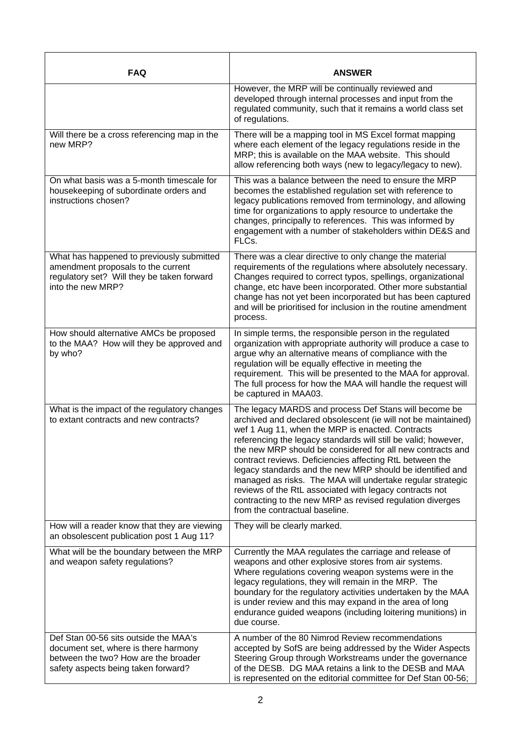| FAQ | ANSWER |
|---|---|
| | However, the MRP will be continually reviewed and developed through internal processes and input from the regulated community, such that it remains a world class set of regulations. |
| Will there be a cross referencing map in the new MRP? | There will be a mapping tool in MS Excel format mapping where each element of the legacy regulations reside in the MRP; this is available on the MAA website. This should allow referencing both ways (new to legacy/legacy to new). |
| On what basis was a 5-month timescale for housekeeping of subordinate orders and instructions chosen? | This was a balance between the need to ensure the MRP becomes the established regulation set with reference to legacy publications removed from terminology, and allowing time for organizations to apply resource to undertake the changes, principally to references. This was informed by engagement with a number of stakeholders within DE&S and FLCs. |
| What has happened to previously submitted amendment proposals to the current regulatory set? Will they be taken forward into the new MRP? | There was a clear directive to only change the material requirements of the regulations where absolutely necessary. Changes required to correct typos, spellings, organizational change, etc have been incorporated. Other more substantial change has not yet been incorporated but has been captured and will be prioritised for inclusion in the routine amendment process. |
| How should alternative AMCs be proposed to the MAA? How will they be approved and by who? | In simple terms, the responsible person in the regulated organization with appropriate authority will produce a case to argue why an alternative means of compliance with the regulation will be equally effective in meeting the requirement. This will be presented to the MAA for approval. The full process for how the MAA will handle the request will be captured in MAA03. |
| What is the impact of the regulatory changes to extant contracts and new contracts? | The legacy MARDS and process Def Stans will become be archived and declared obsolescent (ie will not be maintained) wef 1 Aug 11, when the MRP is enacted. Contracts referencing the legacy standards will still be valid; however, the new MRP should be considered for all new contracts and contract reviews. Deficiencies affecting RtL between the legacy standards and the new MRP should be identified and managed as risks. The MAA will undertake regular strategic reviews of the RtL associated with legacy contracts not contracting to the new MRP as revised regulation diverges from the contractual baseline. |
| How will a reader know that they are viewing an obsolescent publication post 1 Aug 11? | They will be clearly marked. |
| What will be the boundary between the MRP and weapon safety regulations? | Currently the MAA regulates the carriage and release of weapons and other explosive stores from air systems. Where regulations covering weapon systems were in the legacy regulations, they will remain in the MRP. The boundary for the regulatory activities undertaken by the MAA is under review and this may expand in the area of long endurance guided weapons (including loitering munitions) in due course. |
| Def Stan 00-56 sits outside the MAA's document set, where is there harmony between the two? How are the broader safety aspects being taken forward? | A number of the 80 Nimrod Review recommendations accepted by SofS are being addressed by the Wider Aspects Steering Group through Workstreams under the governance of the DESB. DG MAA retains a link to the DESB and MAA is represented on the editorial committee for Def Stan 00-56; |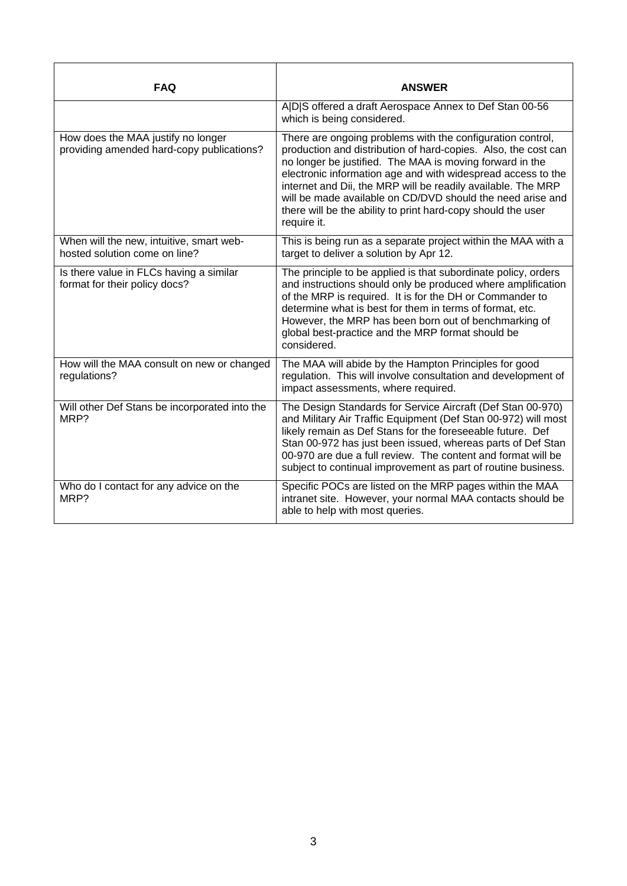| FAQ | ANSWER |
|---|---|
| | A\|D\|S offered a draft Aerospace Annex to Def Stan 00-56 which is being considered. |
| How does the MAA justify no longer providing amended hard-copy publications? | There are ongoing problems with the configuration control, production and distribution of hard-copies. Also, the cost can no longer be justified. The MAA is moving forward in the electronic information age and with widespread access to the internet and Dii, the MRP will be readily available. The MRP will be made available on CD/DVD should the need arise and there will be the ability to print hard-copy should the user require it. |
| When will the new, intuitive, smart web-hosted solution come on line? | This is being run as a separate project within the MAA with a target to deliver a solution by Apr 12. |
| Is there value in FLCs having a similar format for their policy docs? | The principle to be applied is that subordinate policy, orders and instructions should only be produced where amplification of the MRP is required. It is for the DH or Commander to determine what is best for them in terms of format, etc. However, the MRP has been born out of benchmarking of global best-practice and the MRP format should be considered. |
| How will the MAA consult on new or changed regulations? | The MAA will abide by the Hampton Principles for good regulation. This will involve consultation and development of impact assessments, where required. |
| Will other Def Stans be incorporated into the MRP? | The Design Standards for Service Aircraft (Def Stan 00-970) and Military Air Traffic Equipment (Def Stan 00-972) will most likely remain as Def Stans for the foreseeable future. Def Stan 00-972 has just been issued, whereas parts of Def Stan 00-970 are due a full review. The content and format will be subject to continual improvement as part of routine business. |
| Who do I contact for any advice on the MRP? | Specific POCs are listed on the MRP pages within the MAA intranet site. However, your normal MAA contacts should be able to help with most queries. |